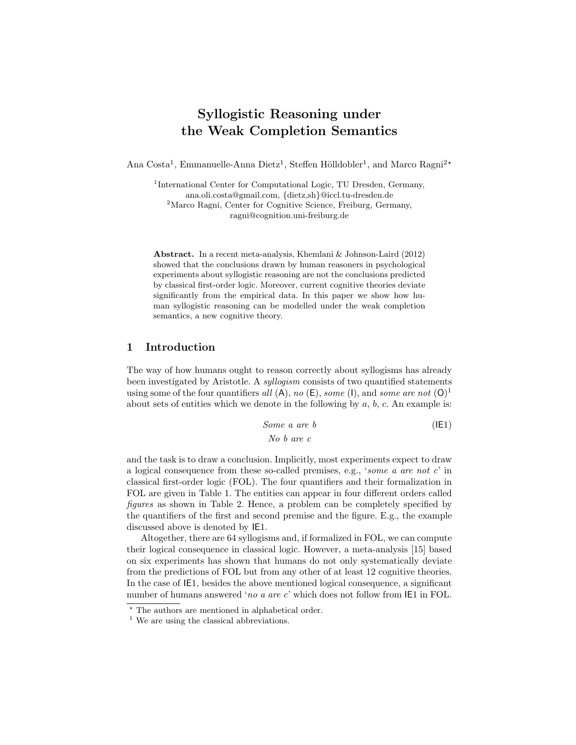# Syllogistic Reasoning under the Weak Completion Semantics

Ana Costa[1], Emmanuelle-Anna Dietz[1], Steffen Hölldobler[1], and Marco Ragni[2]*

[1]International Center for Computational Logic, TU Dresden, Germany,
ana.oli.costa@gmail.com, {dietz,sh}@iccl.tu-dresden.de
[2]Marco Ragni, Center for Cognitive Science, Freiburg, Germany,
ragni@cognition.uni-freiburg.de

**Abstract.** In a recent meta-analysis, Khemlani & Johnson-Laird (2012) showed that the conclusions drawn by human reasoners in psychological experiments about syllogistic reasoning are not the conclusions predicted by classical first-order logic. Moreover, current cognitive theories deviate significantly from the empirical data. In this paper we show how human syllogistic reasoning can be modelled under the weak completion semantics, a new cognitive theory.

## 1 Introduction

The way of how humans ought to reason correctly about syllogisms has already been investigated by Aristotle. A *syllogism* consists of two quantified statements using some of the four quantifiers *all* (A), *no* (E), *some* (I), and *some are not* (O)[1] about sets of entities which we denote in the following by *a*, *b*, *c*. An example is:

*Some a are b* (IE1)
*No b are c*

and the task is to draw a conclusion. Implicitly, most experiments expect to draw a logical consequence from these so-called premises, e.g., '*some a are not c*' in classical first-order logic (FOL). The four quantifiers and their formalization in FOL are given in Table 1. The entities can appear in four different orders called *figures* as shown in Table 2. Hence, a problem can be completely specified by the quantifiers of the first and second premise and the figure. E.g., the example discussed above is denoted by IE1.

Altogether, there are 64 syllogisms and, if formalized in FOL, we can compute their logical consequence in classical logic. However, a meta-analysis [15] based on six experiments has shown that humans do not only systematically deviate from the predictions of FOL but from any other of at least 12 cognitive theories. In the case of IE1, besides the above mentioned logical consequence, a significant number of humans answered '*no a are c*' which does not follow from IE1 in FOL.

* The authors are mentioned in alphabetical order.
[1] We are using the classical abbreviations.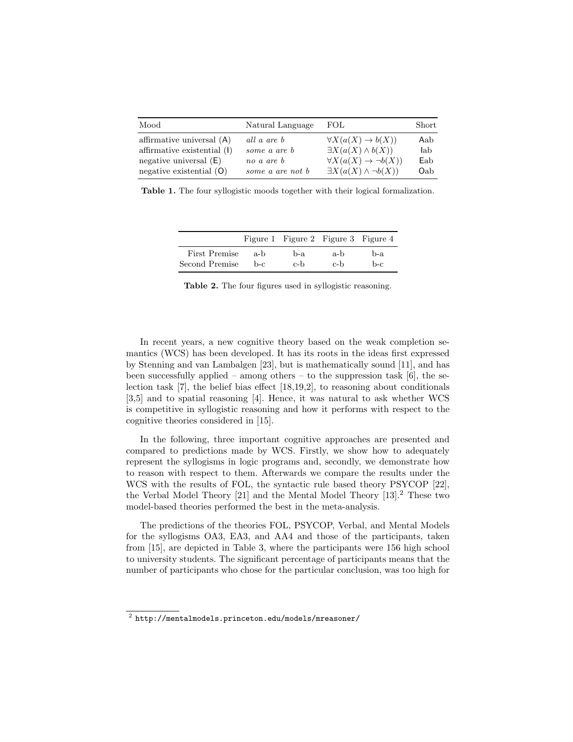| Mood | Natural Language | FOL | Short |
|---|---|---|---|
| affirmative universal (A) | *all a are b* | $\forall X(a(X) \rightarrow b(X))$ | Aab |
| affirmative existential (I) | *some a are b* | $\exists X(a(X) \wedge b(X))$ | Iab |
| negative universal (E) | *no a are b* | $\forall X(a(X) \rightarrow \neg b(X))$ | Eab |
| negative existential (O) | *some a are not b* | $\exists X(a(X) \wedge \neg b(X))$ | Oab |

**Table 1.** The four syllogistic moods together with their logical formalization.

| | Figure 1 | Figure 2 | Figure 3 | Figure 4 |
|---|---|---|---|---|
| First Premise | a-b | b-a | a-b | b-a |
| Second Premise | b-c | c-b | c-b | b-c |

**Table 2.** The four figures used in syllogistic reasoning.

In recent years, a new cognitive theory based on the weak completion semantics (WCS) has been developed. It has its roots in the ideas first expressed by Stenning and van Lambalgen [23], but is mathematically sound [11], and has been successfully applied – among others – to the suppression task [6], the selection task [7], the belief bias effect [18,19,2], to reasoning about conditionals [3,5] and to spatial reasoning [4]. Hence, it was natural to ask whether WCS is competitive in syllogistic reasoning and how it performs with respect to the cognitive theories considered in [15].

In the following, three important cognitive approaches are presented and compared to predictions made by WCS. Firstly, we show how to adequately represent the syllogisms in logic programs and, secondly, we demonstrate how to reason with respect to them. Afterwards we compare the results under the WCS with the results of FOL, the syntactic rule based theory PSYCOP [22], the Verbal Model Theory [21] and the Mental Model Theory [13].[2] These two model-based theories performed the best in the meta-analysis.

The predictions of the theories FOL, PSYCOP, Verbal, and Mental Models for the syllogisms OA3, EA3, and AA4 and those of the participants, taken from [15], are depicted in Table 3, where the participants were 156 high school to university students. The significant percentage of participants means that the number of participants who chose for the particular conclusion, was too high for

[2] http://mentalmodels.princeton.edu/models/mreasoner/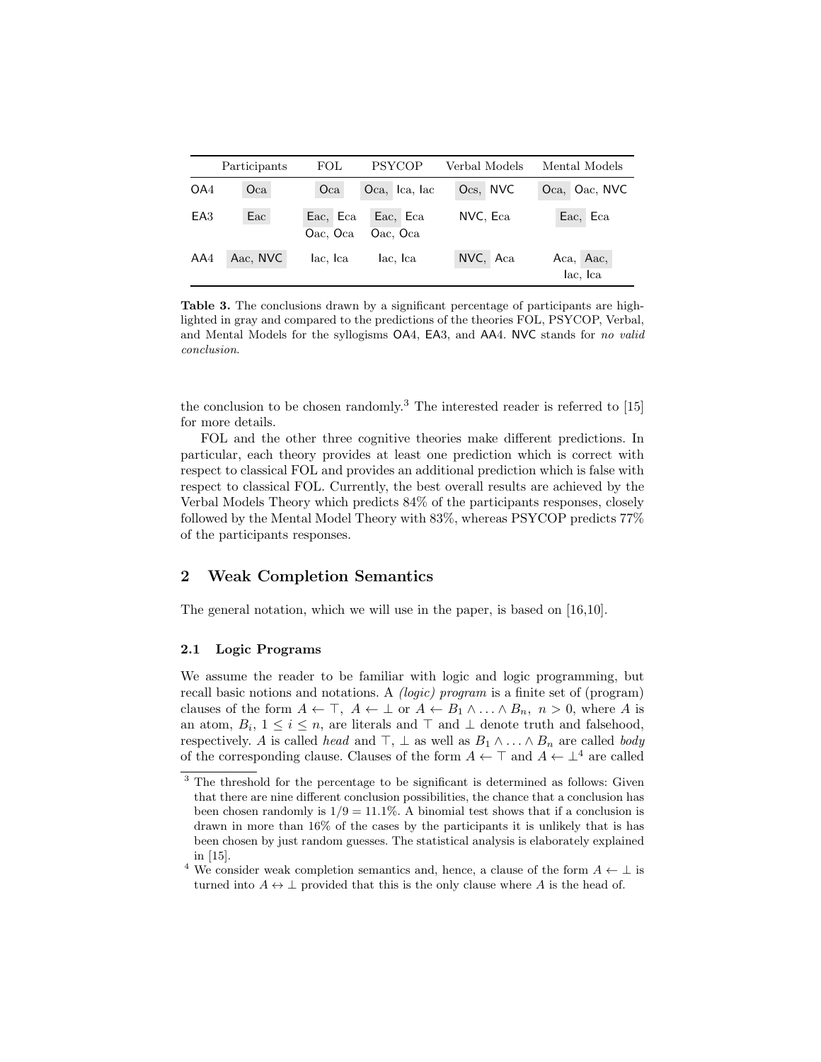| | Participants | FOL | PSYCOP | Verbal Models | Mental Models |
|---|---|---|---|---|---|
| OA4 | Oca | Oca | Oca, Ica, Iac | Ocs, NVC | Oca, Oac, NVC |
| EA3 | Eac | Eac, Eca Oac, Oca | Eac, Eca Oac, Oca | NVC, Eca | Eac, Eca |
| AA4 | Aac, NVC | Iac, Ica | Iac, Ica | NVC, Aca | Aca, Aac, Iac, Ica |

**Table 3.** The conclusions drawn by a significant percentage of participants are highlighted in gray and compared to the predictions of the theories FOL, PSYCOP, Verbal, and Mental Models for the syllogisms OA4, EA3, and AA4. NVC stands for *no valid conclusion*.

the conclusion to be chosen randomly.[3] The interested reader is referred to [15] for more details.

FOL and the other three cognitive theories make different predictions. In particular, each theory provides at least one prediction which is correct with respect to classical FOL and provides an additional prediction which is false with respect to classical FOL. Currently, the best overall results are achieved by the Verbal Models Theory which predicts 84% of the participants responses, closely followed by the Mental Model Theory with 83%, whereas PSYCOP predicts 77% of the participants responses.

## 2 Weak Completion Semantics

The general notation, which we will use in the paper, is based on [16,10].

### 2.1 Logic Programs

We assume the reader to be familiar with logic and logic programming, but recall basic notions and notations. A *(logic) program* is a finite set of (program) clauses of the form $A \leftarrow \top$, $A \leftarrow \bot$ or $A \leftarrow B_1 \wedge \ldots \wedge B_n$, $n > 0$, where $A$ is an atom, $B_i$, $1 \leq i \leq n$, are literals and $\top$ and $\bot$ denote truth and falsehood, respectively. $A$ is called *head* and $\top$, $\bot$ as well as $B_1 \wedge \ldots \wedge B_n$ are called *body* of the corresponding clause. Clauses of the form $A \leftarrow \top$ and $A \leftarrow \bot$[4] are called

[3] The threshold for the percentage to be significant is determined as follows: Given that there are nine different conclusion possibilities, the chance that a conclusion has been chosen randomly is $1/9 = 11.1\%$. A binomial test shows that if a conclusion is drawn in more than 16% of the cases by the participants it is unlikely that is has been chosen by just random guesses. The statistical analysis is elaborately explained in [15].

[4] We consider weak completion semantics and, hence, a clause of the form $A \leftarrow \bot$ is turned into $A \leftrightarrow \bot$ provided that this is the only clause where $A$ is the head of.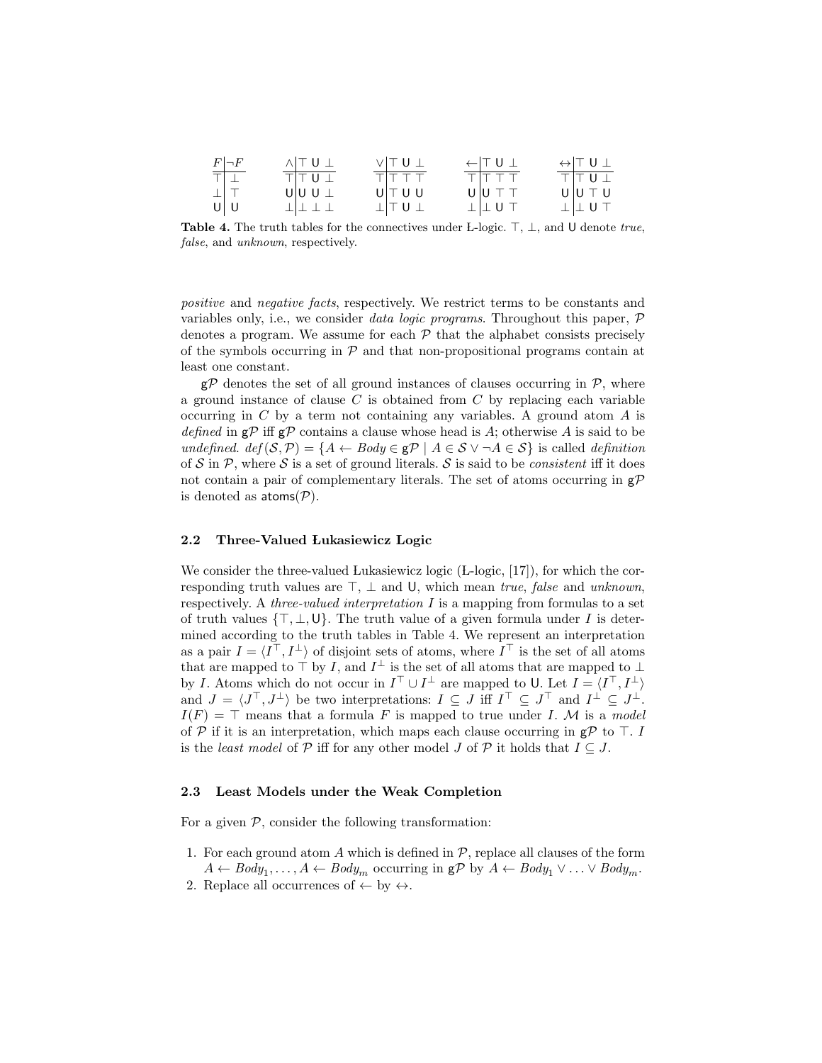| $F$ | $\neg F$ |
|---|---|
| $\top$ | $\bot$ |
| $\bot$ | $\top$ |
| U | U |

| $\wedge$ | $\top$ | U | $\bot$ |
|---|---|---|---|
| $\top$ | $\top$ | U | $\bot$ |
| U | U | U | $\bot$ |
| $\bot$ | $\bot$ | $\bot$ | $\bot$ |

| $\vee$ | $\top$ | U | $\bot$ |
|---|---|---|---|
| $\top$ | $\top$ | $\top$ | $\top$ |
| U | $\top$ | U | U |
| $\bot$ | $\top$ | U | $\bot$ |

| $\leftarrow$ | $\top$ | U | $\bot$ |
|---|---|---|---|
| $\top$ | $\top$ | $\top$ | $\top$ |
| U | U | $\top$ | $\top$ |
| $\bot$ | $\bot$ | U | $\top$ |

| $\leftrightarrow$ | $\top$ | U | $\bot$ |
|---|---|---|---|
| $\top$ | $\top$ | U | $\bot$ |
| U | U | $\top$ | U |
| $\bot$ | $\bot$ | U | $\top$ |

**Table 4.** The truth tables for the connectives under Ł-logic. $\top$, $\bot$, and U denote *true*, *false*, and *unknown*, respectively.

*positive* and *negative facts*, respectively. We restrict terms to be constants and variables only, i.e., we consider *data logic programs*. Throughout this paper, $\mathcal{P}$ denotes a program. We assume for each $\mathcal{P}$ that the alphabet consists precisely of the symbols occurring in $\mathcal{P}$ and that non-propositional programs contain at least one constant.

$\mathsf{g}\mathcal{P}$ denotes the set of all ground instances of clauses occurring in $\mathcal{P}$, where a ground instance of clause $C$ is obtained from $C$ by replacing each variable occurring in $C$ by a term not containing any variables. A ground atom $A$ is *defined* in $\mathsf{g}\mathcal{P}$ iff $\mathsf{g}\mathcal{P}$ contains a clause whose head is $A$; otherwise $A$ is said to be *undefined*. $\mathit{def}(\mathcal{S}, \mathcal{P}) = \{A \leftarrow \mathit{Body} \in \mathsf{g}\mathcal{P} \mid A \in \mathcal{S} \vee \neg A \in \mathcal{S}\}$ is called *definition* of $\mathcal{S}$ in $\mathcal{P}$, where $\mathcal{S}$ is a set of ground literals. $\mathcal{S}$ is said to be *consistent* iff it does not contain a pair of complementary literals. The set of atoms occurring in $\mathsf{g}\mathcal{P}$ is denoted as $\mathsf{atoms}(\mathcal{P})$.

### 2.2 Three-Valued Łukasiewicz Logic

We consider the three-valued Łukasiewicz logic (Ł-logic, [17]), for which the corresponding truth values are $\top$, $\bot$ and U, which mean *true*, *false* and *unknown*, respectively. A *three-valued interpretation* $I$ is a mapping from formulas to a set of truth values $\{\top, \bot, \mathsf{U}\}$. The truth value of a given formula under $I$ is determined according to the truth tables in Table 4. We represent an interpretation as a pair $I = \langle I^\top, I^\bot \rangle$ of disjoint sets of atoms, where $I^\top$ is the set of all atoms that are mapped to $\top$ by $I$, and $I^\bot$ is the set of all atoms that are mapped to $\bot$ by $I$. Atoms which do not occur in $I^\top \cup I^\bot$ are mapped to U. Let $I = \langle I^\top, I^\bot \rangle$ and $J = \langle J^\top, J^\bot \rangle$ be two interpretations: $I \subseteq J$ iff $I^\top \subseteq J^\top$ and $I^\bot \subseteq J^\bot$. $I(F) = \top$ means that a formula $F$ is mapped to true under $I$. $\mathcal{M}$ is a *model* of $\mathcal{P}$ if it is an interpretation, which maps each clause occurring in $\mathsf{g}\mathcal{P}$ to $\top$. $I$ is the *least model* of $\mathcal{P}$ iff for any other model $J$ of $\mathcal{P}$ it holds that $I \subseteq J$.

### 2.3 Least Models under the Weak Completion

For a given $\mathcal{P}$, consider the following transformation:

1. For each ground atom $A$ which is defined in $\mathcal{P}$, replace all clauses of the form $A \leftarrow \mathit{Body}_1, \ldots, A \leftarrow \mathit{Body}_m$ occurring in $\mathsf{g}\mathcal{P}$ by $A \leftarrow \mathit{Body}_1 \vee \ldots \vee \mathit{Body}_m$.
2. Replace all occurrences of $\leftarrow$ by $\leftrightarrow$.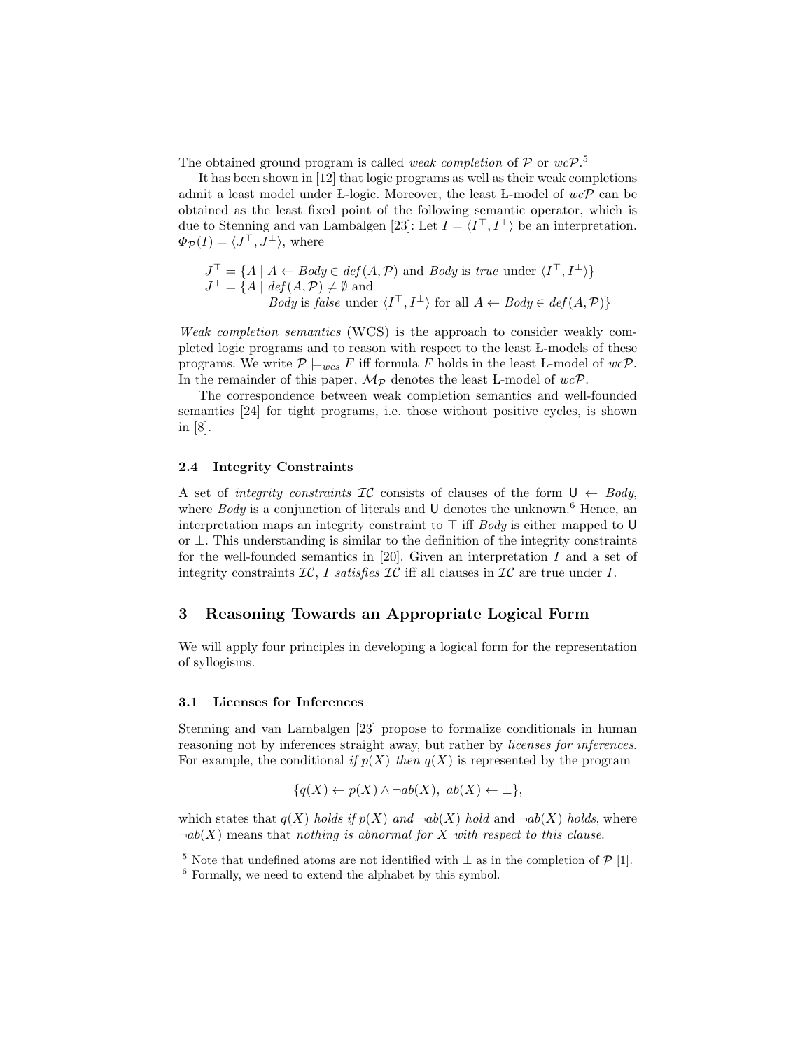The obtained ground program is called *weak completion* of $\mathcal{P}$ or $wc\mathcal{P}$.[5]

It has been shown in [12] that logic programs as well as their weak completions admit a least model under Ł-logic. Moreover, the least Ł-model of $wc\mathcal{P}$ can be obtained as the least fixed point of the following semantic operator, which is due to Stenning and van Lambalgen [23]: Let $I = \langle I^\top, I^\bot \rangle$ be an interpretation. $\Phi_\mathcal{P}(I) = \langle J^\top, J^\bot \rangle$, where

$$
\begin{aligned}
J^\top &= \{A \mid A \leftarrow \mathit{Body} \in \mathit{def}(A,\mathcal{P}) \text{ and } \mathit{Body} \text{ is } \mathit{true} \text{ under } \langle I^\top, I^\bot \rangle\} \\
J^\bot &= \{A \mid \mathit{def}(A,\mathcal{P}) \neq \emptyset \text{ and} \\
&\qquad \mathit{Body} \text{ is } \mathit{false} \text{ under } \langle I^\top, I^\bot \rangle \text{ for all } A \leftarrow \mathit{Body} \in \mathit{def}(A,\mathcal{P})\}
\end{aligned}
$$

*Weak completion semantics* (WCS) is the approach to consider weakly completed logic programs and to reason with respect to the least Ł-models of these programs. We write $\mathcal{P} \models_{wcs} F$ iff formula $F$ holds in the least Ł-model of $wc\mathcal{P}$. In the remainder of this paper, $\mathcal{M}_\mathcal{P}$ denotes the least Ł-model of $wc\mathcal{P}$.

The correspondence between weak completion semantics and well-founded semantics [24] for tight programs, i.e. those without positive cycles, is shown in [8].

### 2.4 Integrity Constraints

A set of *integrity constraints* $\mathcal{IC}$ consists of clauses of the form $\mathsf{U} \leftarrow \mathit{Body}$, where $\mathit{Body}$ is a conjunction of literals and $\mathsf{U}$ denotes the unknown.[6] Hence, an interpretation maps an integrity constraint to $\top$ iff $\mathit{Body}$ is either mapped to $\mathsf{U}$ or $\bot$. This understanding is similar to the definition of the integrity constraints for the well-founded semantics in [20]. Given an interpretation $I$ and a set of integrity constraints $\mathcal{IC}$, $I$ *satisfies* $\mathcal{IC}$ iff all clauses in $\mathcal{IC}$ are true under $I$.

## 3 Reasoning Towards an Appropriate Logical Form

We will apply four principles in developing a logical form for the representation of syllogisms.

### 3.1 Licenses for Inferences

Stenning and van Lambalgen [23] propose to formalize conditionals in human reasoning not by inferences straight away, but rather by *licenses for inferences*. For example, the conditional *if* $p(X)$ *then* $q(X)$ is represented by the program

$$\{q(X) \leftarrow p(X) \wedge \neg ab(X),\ ab(X) \leftarrow \bot\},$$

which states that $q(X)$ *holds if* $p(X)$ *and* $\neg ab(X)$ *hold* and $\neg ab(X)$ *holds*, where $\neg ab(X)$ means that *nothing is abnormal for* $X$ *with respect to this clause*.

[5] Note that undefined atoms are not identified with $\bot$ as in the completion of $\mathcal{P}$ [1].

[6] Formally, we need to extend the alphabet by this symbol.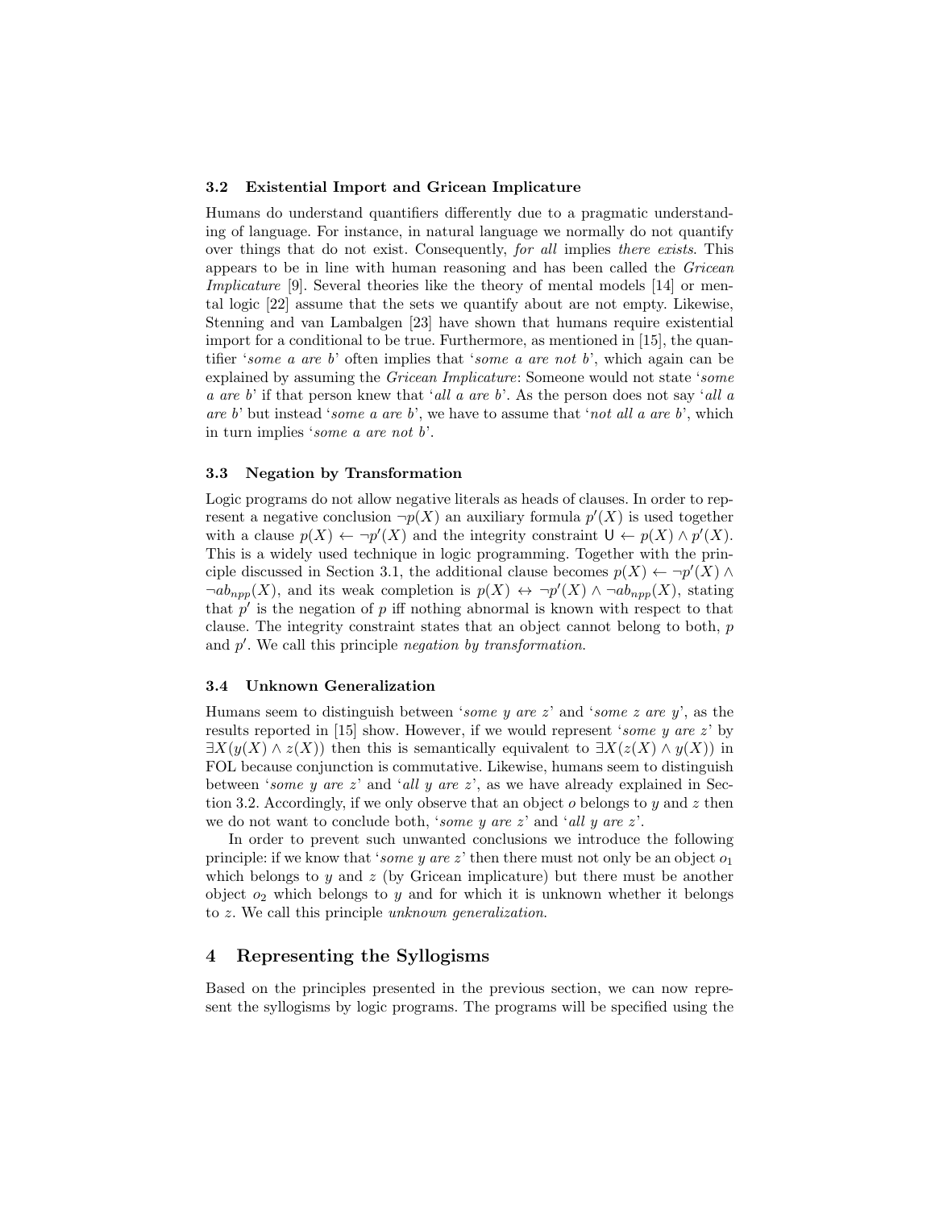### 3.2 Existential Import and Gricean Implicature

Humans do understand quantifiers differently due to a pragmatic understanding of language. For instance, in natural language we normally do not quantify over things that do not exist. Consequently, *for all* implies *there exists*. This appears to be in line with human reasoning and has been called the *Gricean Implicature* [9]. Several theories like the theory of mental models [14] or mental logic [22] assume that the sets we quantify about are not empty. Likewise, Stenning and van Lambalgen [23] have shown that humans require existential import for a conditional to be true. Furthermore, as mentioned in [15], the quantifier '*some a are b*' often implies that '*some a are not b*', which again can be explained by assuming the *Gricean Implicature*: Someone would not state '*some a are b*' if that person knew that '*all a are b*'. As the person does not say '*all a are b*' but instead '*some a are b*', we have to assume that '*not all a are b*', which in turn implies '*some a are not b*'.

### 3.3 Negation by Transformation

Logic programs do not allow negative literals as heads of clauses. In order to represent a negative conclusion $\neg p(X)$ an auxiliary formula $p'(X)$ is used together with a clause $p(X) \leftarrow \neg p'(X)$ and the integrity constraint $\mathsf{U} \leftarrow p(X) \wedge p'(X)$. This is a widely used technique in logic programming. Together with the principle discussed in Section 3.1, the additional clause becomes $p(X) \leftarrow \neg p'(X) \wedge \neg ab_{npp}(X)$, and its weak completion is $p(X) \leftrightarrow \neg p'(X) \wedge \neg ab_{npp}(X)$, stating that $p'$ is the negation of $p$ iff nothing abnormal is known with respect to that clause. The integrity constraint states that an object cannot belong to both, $p$ and $p'$. We call this principle *negation by transformation*.

### 3.4 Unknown Generalization

Humans seem to distinguish between '*some y are z*' and '*some z are y*', as the results reported in [15] show. However, if we would represent '*some y are z*' by $\exists X(y(X) \wedge z(X))$ then this is semantically equivalent to $\exists X(z(X) \wedge y(X))$ in FOL because conjunction is commutative. Likewise, humans seem to distinguish between '*some y are z*' and '*all y are z*', as we have already explained in Section 3.2. Accordingly, if we only observe that an object $o$ belongs to $y$ and $z$ then we do not want to conclude both, '*some y are z*' and '*all y are z*'.

In order to prevent such unwanted conclusions we introduce the following principle: if we know that '*some y are z*' then there must not only be an object $o_1$ which belongs to $y$ and $z$ (by Gricean implicature) but there must be another object $o_2$ which belongs to $y$ and for which it is unknown whether it belongs to $z$. We call this principle *unknown generalization*.

## 4 Representing the Syllogisms

Based on the principles presented in the previous section, we can now represent the syllogisms by logic programs. The programs will be specified using the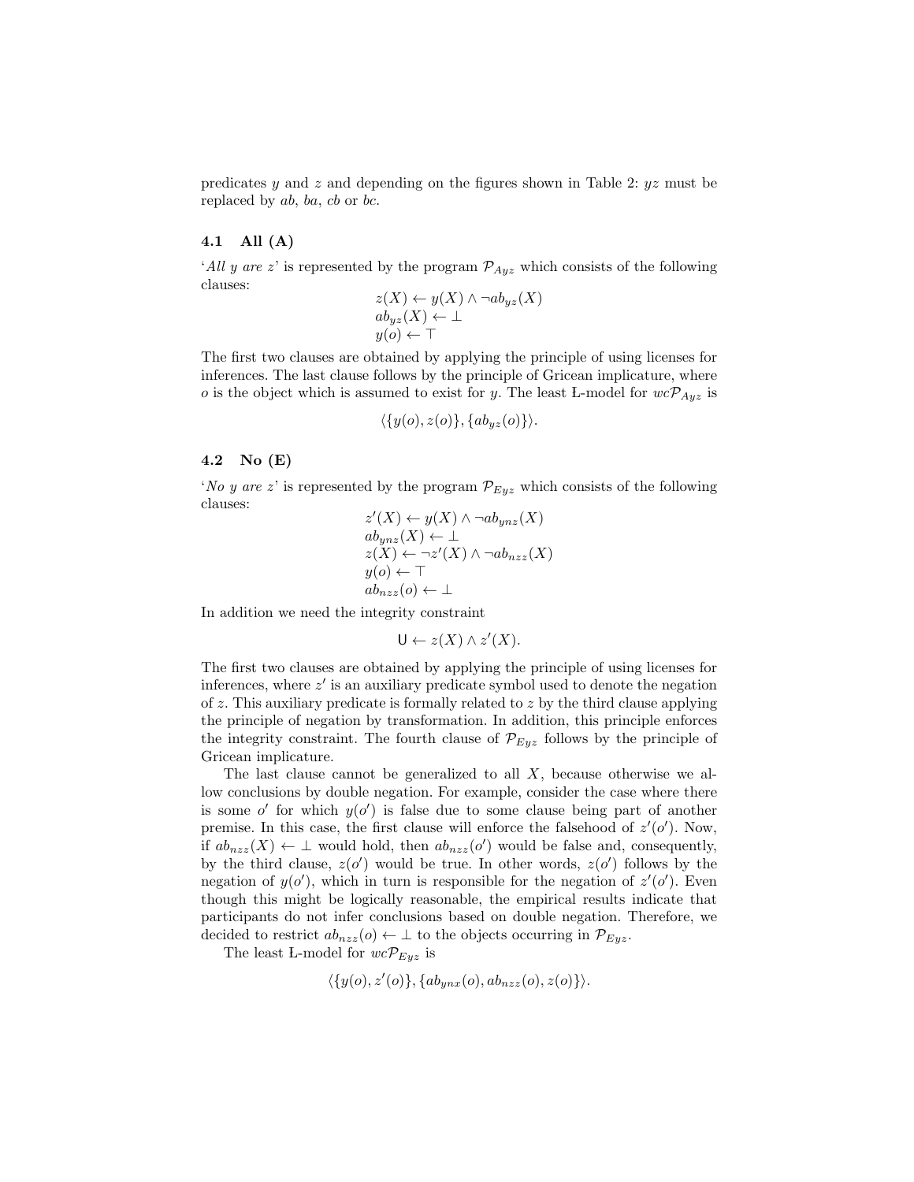predicates $y$ and $z$ and depending on the figures shown in Table 2: $yz$ must be replaced by $ab$, $ba$, $cb$ or $bc$.

### 4.1 All (A)

'*All y are z*' is represented by the program $\mathcal{P}_{Ayz}$ which consists of the following clauses:

$$\begin{array}{l} z(X) \leftarrow y(X) \wedge \neg ab_{yz}(X) \\ ab_{yz}(X) \leftarrow \bot \\ y(o) \leftarrow \top \end{array}$$

The first two clauses are obtained by applying the principle of using licenses for inferences. The last clause follows by the principle of Gricean implicature, where $o$ is the object which is assumed to exist for $y$. The least Ł-model for $wc\mathcal{P}_{Ayz}$ is

$$\langle \{y(o), z(o)\}, \{ab_{yz}(o)\} \rangle.$$

### 4.2 No (E)

'*No y are z*' is represented by the program $\mathcal{P}_{Eyz}$ which consists of the following clauses:

$$\begin{array}{l} z'(X) \leftarrow y(X) \wedge \neg ab_{ynz}(X) \\ ab_{ynz}(X) \leftarrow \bot \\ z(X) \leftarrow \neg z'(X) \wedge \neg ab_{nzz}(X) \\ y(o) \leftarrow \top \\ ab_{nzz}(o) \leftarrow \bot \end{array}$$

In addition we need the integrity constraint

$$\mathsf{U} \leftarrow z(X) \wedge z'(X).$$

The first two clauses are obtained by applying the principle of using licenses for inferences, where $z'$ is an auxiliary predicate symbol used to denote the negation of $z$. This auxiliary predicate is formally related to $z$ by the third clause applying the principle of negation by transformation. In addition, this principle enforces the integrity constraint. The fourth clause of $\mathcal{P}_{Eyz}$ follows by the principle of Gricean implicature.

The last clause cannot be generalized to all $X$, because otherwise we allow conclusions by double negation. For example, consider the case where there is some $o'$ for which $y(o')$ is false due to some clause being part of another premise. In this case, the first clause will enforce the falsehood of $z'(o')$. Now, if $ab_{nzz}(X) \leftarrow \bot$ would hold, then $ab_{nzz}(o')$ would be false and, consequently, by the third clause, $z(o')$ would be true. In other words, $z(o')$ follows by the negation of $y(o')$, which in turn is responsible for the negation of $z'(o')$. Even though this might be logically reasonable, the empirical results indicate that participants do not infer conclusions based on double negation. Therefore, we decided to restrict $ab_{nzz}(o) \leftarrow \bot$ to the objects occurring in $\mathcal{P}_{Eyz}$.

The least Ł-model for $wc\mathcal{P}_{Eyz}$ is

$$\langle \{y(o), z'(o)\}, \{ab_{ynx}(o), ab_{nzz}(o), z(o)\} \rangle.$$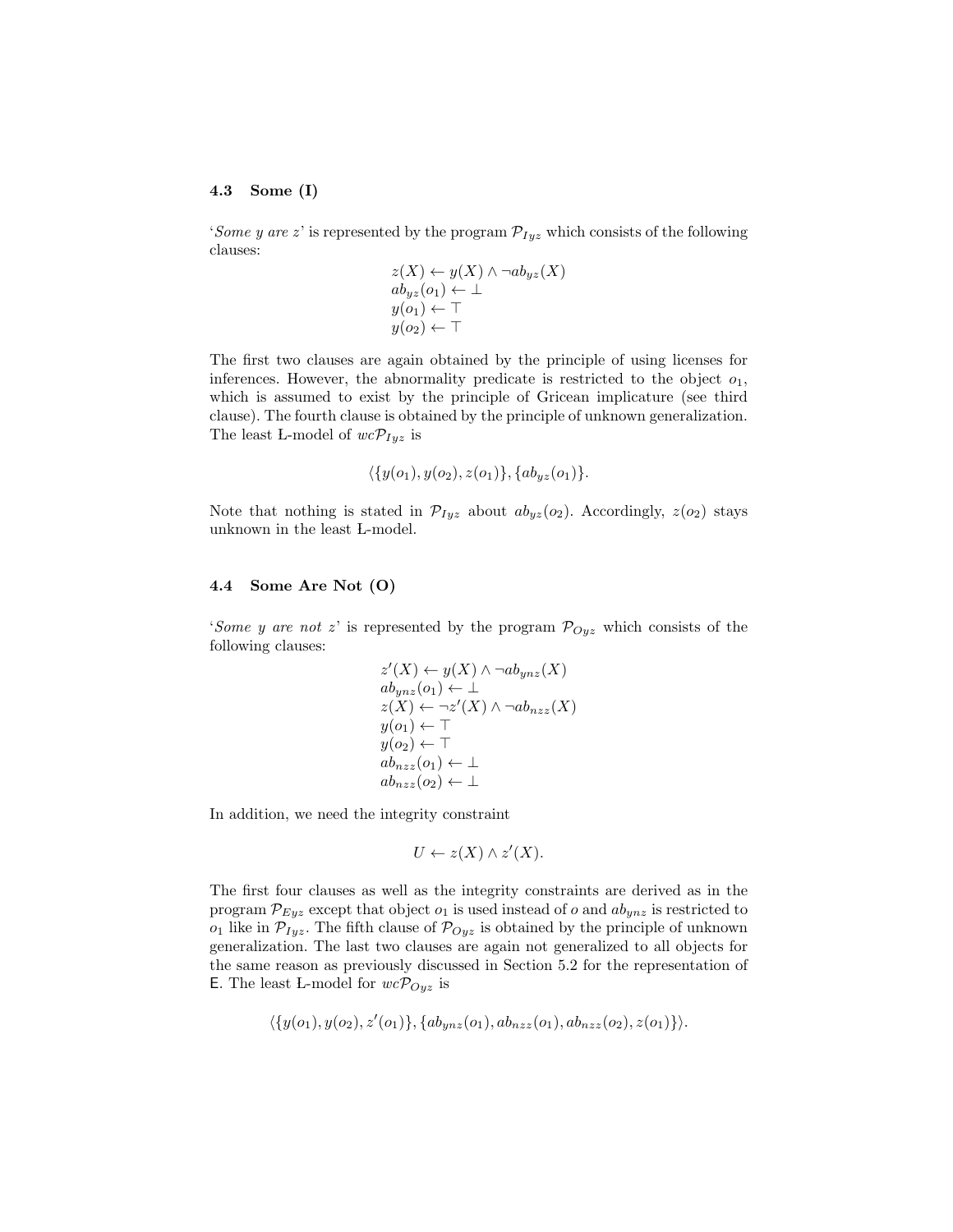### 4.3 Some (I)

'*Some y are z*' is represented by the program $\mathcal{P}_{Iyz}$ which consists of the following clauses:

$$
\begin{aligned}
z(X) &\leftarrow y(X) \wedge \neg ab_{yz}(X) \\
ab_{yz}(o_1) &\leftarrow \bot \\
y(o_1) &\leftarrow \top \\
y(o_2) &\leftarrow \top
\end{aligned}
$$

The first two clauses are again obtained by the principle of using licenses for inferences. However, the abnormality predicate is restricted to the object $o_1$, which is assumed to exist by the principle of Gricean implicature (see third clause). The fourth clause is obtained by the principle of unknown generalization. The least Ł-model of $wc\mathcal{P}_{Iyz}$ is

$$\langle \{y(o_1), y(o_2), z(o_1)\}, \{ab_{yz}(o_1)\}.$$

Note that nothing is stated in $\mathcal{P}_{Iyz}$ about $ab_{yz}(o_2)$. Accordingly, $z(o_2)$ stays unknown in the least Ł-model.

### 4.4 Some Are Not (O)

'*Some y are not z*' is represented by the program $\mathcal{P}_{Oyz}$ which consists of the following clauses:

$$
\begin{aligned}
z'(X) &\leftarrow y(X) \wedge \neg ab_{ynz}(X) \\
ab_{ynz}(o_1) &\leftarrow \bot \\
z(X) &\leftarrow \neg z'(X) \wedge \neg ab_{nzz}(X) \\
y(o_1) &\leftarrow \top \\
y(o_2) &\leftarrow \top \\
ab_{nzz}(o_1) &\leftarrow \bot \\
ab_{nzz}(o_2) &\leftarrow \bot
\end{aligned}
$$

In addition, we need the integrity constraint

$$U \leftarrow z(X) \wedge z'(X).$$

The first four clauses as well as the integrity constraints are derived as in the program $\mathcal{P}_{Eyz}$ except that object $o_1$ is used instead of $o$ and $ab_{ynz}$ is restricted to $o_1$ like in $\mathcal{P}_{Iyz}$. The fifth clause of $\mathcal{P}_{Oyz}$ is obtained by the principle of unknown generalization. The last two clauses are again not generalized to all objects for the same reason as previously discussed in Section 5.2 for the representation of E. The least Ł-model for $wc\mathcal{P}_{Oyz}$ is

$$\langle \{y(o_1), y(o_2), z'(o_1)\}, \{ab_{ynz}(o_1), ab_{nzz}(o_1), ab_{nzz}(o_2), z(o_1)\} \rangle.$$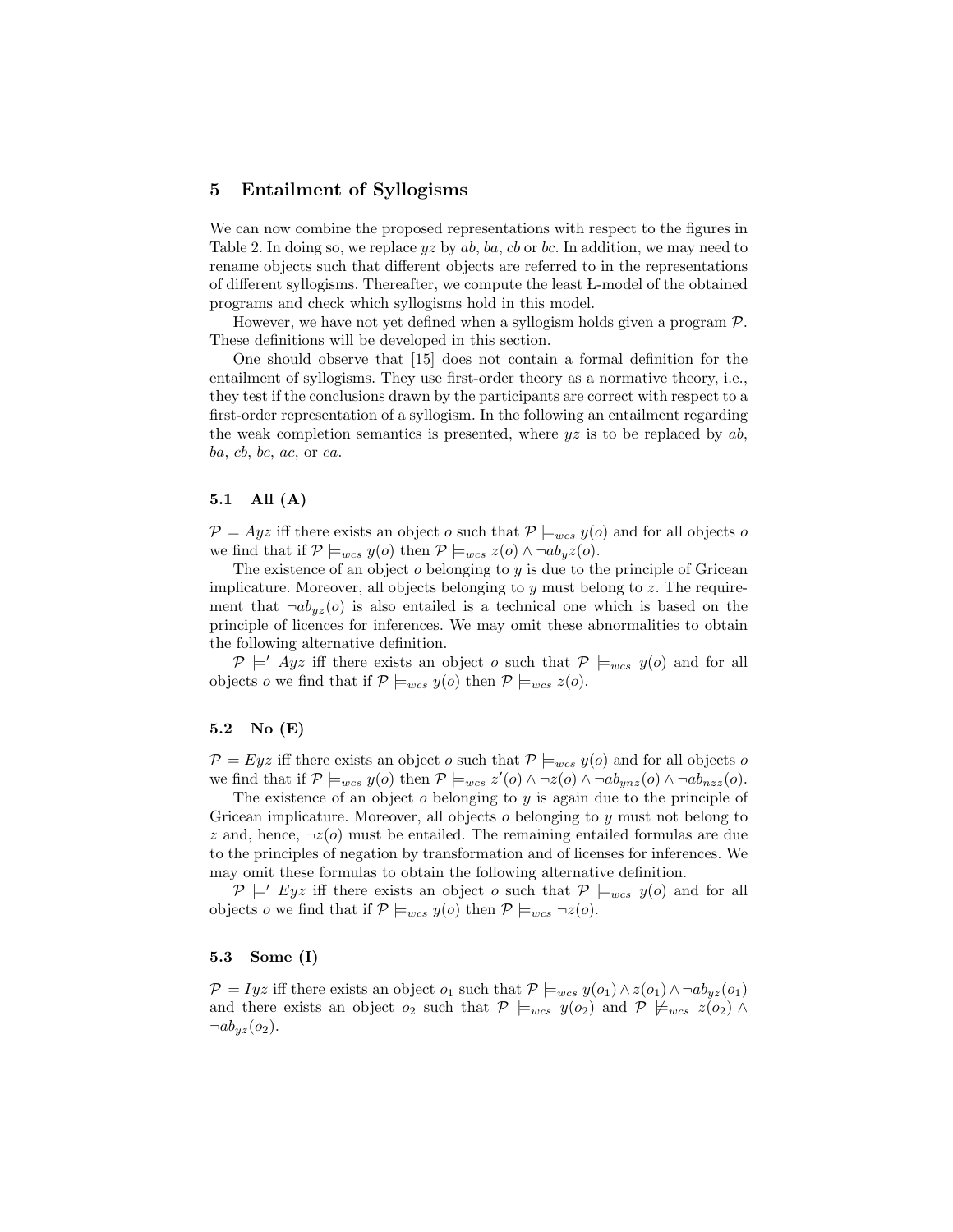## 5 Entailment of Syllogisms

We can now combine the proposed representations with respect to the figures in Table 2. In doing so, we replace $yz$ by $ab$, $ba$, $cb$ or $bc$. In addition, we may need to rename objects such that different objects are referred to in the representations of different syllogisms. Thereafter, we compute the least Ł-model of the obtained programs and check which syllogisms hold in this model.

However, we have not yet defined when a syllogism holds given a program $\mathcal{P}$. These definitions will be developed in this section.

One should observe that [15] does not contain a formal definition for the entailment of syllogisms. They use first-order theory as a normative theory, i.e., they test if the conclusions drawn by the participants are correct with respect to a first-order representation of a syllogism. In the following an entailment regarding the weak completion semantics is presented, where $yz$ is to be replaced by $ab$, $ba$, $cb$, $bc$, $ac$, or $ca$.

### 5.1 All (A)

$\mathcal{P} \models Ayz$ iff there exists an object $o$ such that $\mathcal{P} \models_{wcs} y(o)$ and for all objects $o$ we find that if $\mathcal{P} \models_{wcs} y(o)$ then $\mathcal{P} \models_{wcs} z(o) \wedge \neg ab_y z(o)$.

The existence of an object $o$ belonging to $y$ is due to the principle of Gricean implicature. Moreover, all objects belonging to $y$ must belong to $z$. The requirement that $\neg ab_{yz}(o)$ is also entailed is a technical one which is based on the principle of licences for inferences. We may omit these abnormalities to obtain the following alternative definition.

$\mathcal{P} \models' Ayz$ iff there exists an object $o$ such that $\mathcal{P} \models_{wcs} y(o)$ and for all objects $o$ we find that if $\mathcal{P} \models_{wcs} y(o)$ then $\mathcal{P} \models_{wcs} z(o)$.

### 5.2 No (E)

$\mathcal{P} \models Eyz$ iff there exists an object $o$ such that $\mathcal{P} \models_{wcs} y(o)$ and for all objects $o$ we find that if $\mathcal{P} \models_{wcs} y(o)$ then $\mathcal{P} \models_{wcs} z'(o) \wedge \neg z(o) \wedge \neg ab_{ynz}(o) \wedge \neg ab_{nzz}(o)$.

The existence of an object $o$ belonging to $y$ is again due to the principle of Gricean implicature. Moreover, all objects $o$ belonging to $y$ must not belong to $z$ and, hence, $\neg z(o)$ must be entailed. The remaining entailed formulas are due to the principles of negation by transformation and of licenses for inferences. We may omit these formulas to obtain the following alternative definition.

$\mathcal{P} \models' Eyz$ iff there exists an object $o$ such that $\mathcal{P} \models_{wcs} y(o)$ and for all objects $o$ we find that if $\mathcal{P} \models_{wcs} y(o)$ then $\mathcal{P} \models_{wcs} \neg z(o)$.

### 5.3 Some (I)

$\mathcal{P} \models Iyz$ iff there exists an object $o_1$ such that $\mathcal{P} \models_{wcs} y(o_1) \wedge z(o_1) \wedge \neg ab_{yz}(o_1)$ and there exists an object $o_2$ such that $\mathcal{P} \models_{wcs} y(o_2)$ and $\mathcal{P} \not\models_{wcs} z(o_2) \wedge \neg ab_{yz}(o_2)$.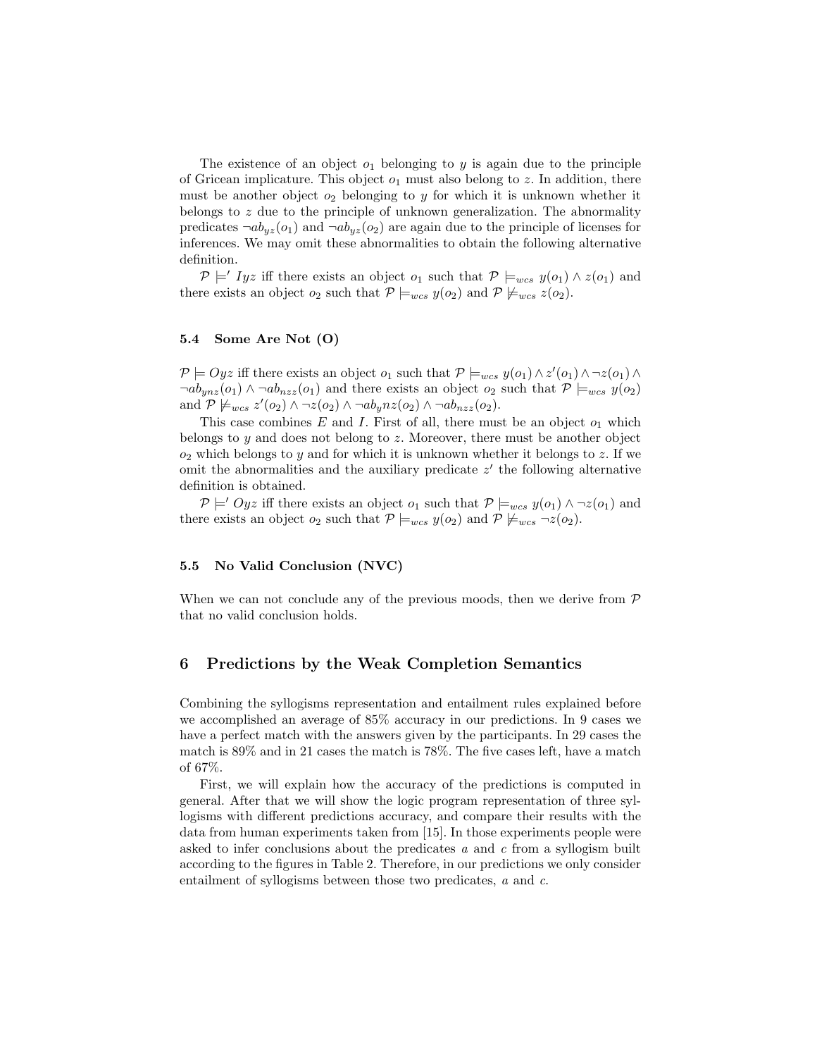The existence of an object $o_1$ belonging to $y$ is again due to the principle of Gricean implicature. This object $o_1$ must also belong to $z$. In addition, there must be another object $o_2$ belonging to $y$ for which it is unknown whether it belongs to $z$ due to the principle of unknown generalization. The abnormality predicates $\neg ab_{yz}(o_1)$ and $\neg ab_{yz}(o_2)$ are again due to the principle of licenses for inferences. We may omit these abnormalities to obtain the following alternative definition.

$\mathcal{P} \models' Iyz$ iff there exists an object $o_1$ such that $\mathcal{P} \models_{wcs} y(o_1) \wedge z(o_1)$ and there exists an object $o_2$ such that $\mathcal{P} \models_{wcs} y(o_2)$ and $\mathcal{P} \not\models_{wcs} z(o_2)$.

### 5.4 Some Are Not (O)

$\mathcal{P} \models Oyz$ iff there exists an object $o_1$ such that $\mathcal{P} \models_{wcs} y(o_1) \wedge z'(o_1) \wedge \neg z(o_1) \wedge \neg ab_{ynz}(o_1) \wedge \neg ab_{nzz}(o_1)$ and there exists an object $o_2$ such that $\mathcal{P} \models_{wcs} y(o_2)$ and $\mathcal{P} \not\models_{wcs} z'(o_2) \wedge \neg z(o_2) \wedge \neg ab_ynz(o_2) \wedge \neg ab_{nzz}(o_2)$.

This case combines $E$ and $I$. First of all, there must be an object $o_1$ which belongs to $y$ and does not belong to $z$. Moreover, there must be another object $o_2$ which belongs to $y$ and for which it is unknown whether it belongs to $z$. If we omit the abnormalities and the auxiliary predicate $z'$ the following alternative definition is obtained.

$\mathcal{P} \models' Oyz$ iff there exists an object $o_1$ such that $\mathcal{P} \models_{wcs} y(o_1) \wedge \neg z(o_1)$ and there exists an object $o_2$ such that $\mathcal{P} \models_{wcs} y(o_2)$ and $\mathcal{P} \not\models_{wcs} \neg z(o_2)$.

### 5.5 No Valid Conclusion (NVC)

When we can not conclude any of the previous moods, then we derive from $\mathcal{P}$ that no valid conclusion holds.

## 6 Predictions by the Weak Completion Semantics

Combining the syllogisms representation and entailment rules explained before we accomplished an average of 85% accuracy in our predictions. In 9 cases we have a perfect match with the answers given by the participants. In 29 cases the match is 89% and in 21 cases the match is 78%. The five cases left, have a match of 67%.

First, we will explain how the accuracy of the predictions is computed in general. After that we will show the logic program representation of three syllogisms with different predictions accuracy, and compare their results with the data from human experiments taken from [15]. In those experiments people were asked to infer conclusions about the predicates $a$ and $c$ from a syllogism built according to the figures in Table 2. Therefore, in our predictions we only consider entailment of syllogisms between those two predicates, $a$ and $c$.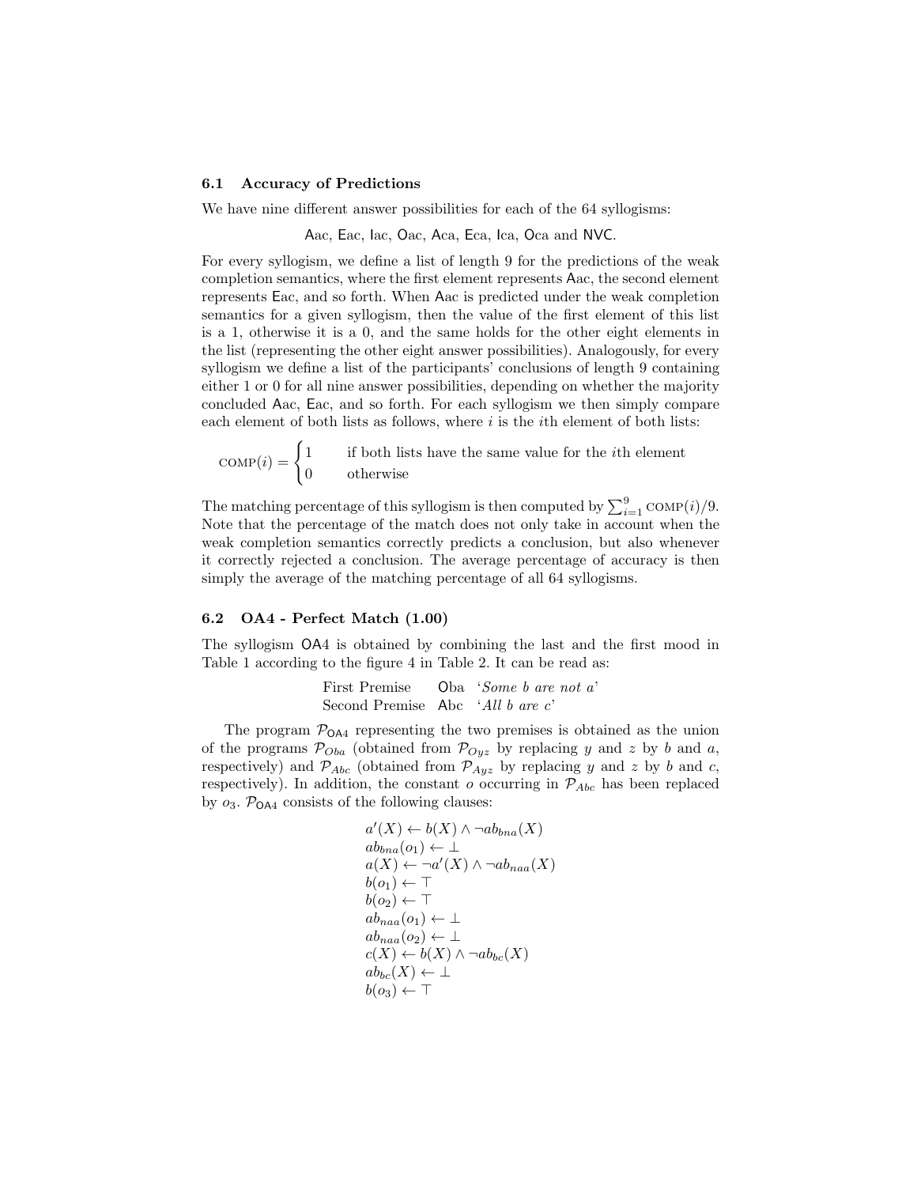### 6.1 Accuracy of Predictions

We have nine different answer possibilities for each of the 64 syllogisms:

Aac, Eac, Iac, Oac, Aca, Eca, Ica, Oca and NVC.

For every syllogism, we define a list of length 9 for the predictions of the weak completion semantics, where the first element represents Aac, the second element represents Eac, and so forth. When Aac is predicted under the weak completion semantics for a given syllogism, then the value of the first element of this list is a 1, otherwise it is a 0, and the same holds for the other eight elements in the list (representing the other eight answer possibilities). Analogously, for every syllogism we define a list of the participants' conclusions of length 9 containing either 1 or 0 for all nine answer possibilities, depending on whether the majority concluded Aac, Eac, and so forth. For each syllogism we then simply compare each element of both lists as follows, where $i$ is the $i$th element of both lists:

$$\text{COMP}(i) = \begin{cases} 1 & \text{if both lists have the same value for the } i\text{th element} \\ 0 & \text{otherwise} \end{cases}$$

The matching percentage of this syllogism is then computed by $\sum_{i=1}^{9} \text{COMP}(i)/9$. Note that the percentage of the match does not only take in account when the weak completion semantics correctly predicts a conclusion, but also whenever it correctly rejected a conclusion. The average percentage of accuracy is then simply the average of the matching percentage of all 64 syllogisms.

### 6.2 OA4 - Perfect Match (1.00)

The syllogism OA4 is obtained by combining the last and the first mood in Table 1 according to the figure 4 in Table 2. It can be read as:

| | | |
|---|---|---|
| First Premise | Oba | '*Some b are not a*' |
| Second Premise | Abc | '*All b are c*' |

The program $\mathcal{P}_{\mathsf{OA4}}$ representing the two premises is obtained as the union of the programs $\mathcal{P}_{Oba}$ (obtained from $\mathcal{P}_{Oyz}$ by replacing $y$ and $z$ by $b$ and $a$, respectively) and $\mathcal{P}_{Abc}$ (obtained from $\mathcal{P}_{Ayz}$ by replacing $y$ and $z$ by $b$ and $c$, respectively). In addition, the constant $o$ occurring in $\mathcal{P}_{Abc}$ has been replaced by $o_3$. $\mathcal{P}_{\mathsf{OA4}}$ consists of the following clauses:

$$\begin{array}{l}
a'(X) \leftarrow b(X) \wedge \neg ab_{bna}(X) \\
ab_{bna}(o_1) \leftarrow \bot \\
a(X) \leftarrow \neg a'(X) \wedge \neg ab_{naa}(X) \\
b(o_1) \leftarrow \top \\
b(o_2) \leftarrow \top \\
ab_{naa}(o_1) \leftarrow \bot \\
ab_{naa}(o_2) \leftarrow \bot \\
c(X) \leftarrow b(X) \wedge \neg ab_{bc}(X) \\
ab_{bc}(X) \leftarrow \bot \\
b(o_3) \leftarrow \top
\end{array}$$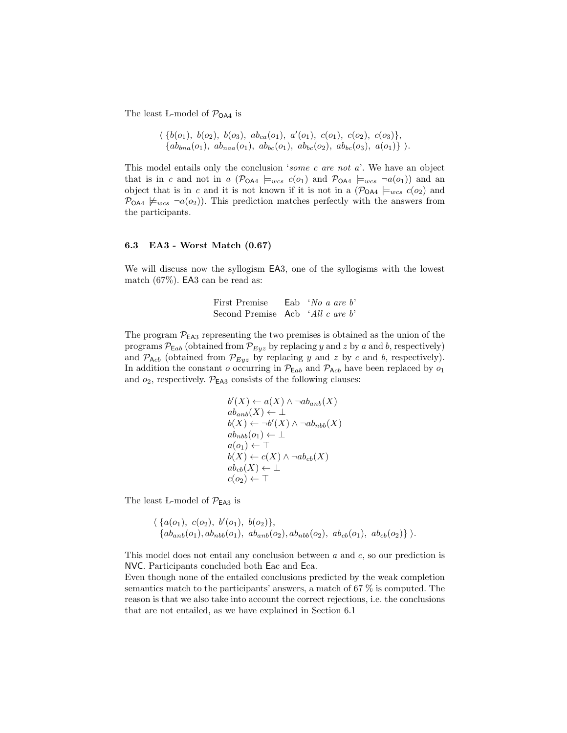The least Ł-model of $\mathcal{P}_{\mathsf{OA4}}$ is

$$\langle \ \{b(o_1),\ b(o_2),\ b(o_3),\ ab_{ca}(o_1),\ a'(o_1),\ c(o_1),\ c(o_2),\ c(o_3)\},$$
$$\{ab_{bna}(o_1),\ ab_{naa}(o_1),\ ab_{bc}(o_1),\ ab_{bc}(o_2),\ ab_{bc}(o_3),\ a(o_1)\} \ \rangle.$$

This model entails only the conclusion '*some c are not a*'. We have an object that is in $c$ and not in $a$ ($\mathcal{P}_{\mathsf{OA4}} \models_{wcs} c(o_1)$ and $\mathcal{P}_{\mathsf{OA4}} \models_{wcs} \neg a(o_1)$) and an object that is in $c$ and it is not known if it is not in $a$ ($\mathcal{P}_{\mathsf{OA4}} \models_{wcs} c(o_2)$ and $\mathcal{P}_{\mathsf{OA4}} \not\models_{wcs} \neg a(o_2)$). This prediction matches perfectly with the answers from the participants.

### 6.3 EA3 - Worst Match (0.67)

We will discuss now the syllogism EA3, one of the syllogisms with the lowest match (67%). EA3 can be read as:

| | | |
|---|---|---|
| First Premise | Eab | '*No a are b*' |
| Second Premise | Acb | '*All c are b*' |

The program $\mathcal{P}_{\mathsf{EA3}}$ representing the two premises is obtained as the union of the programs $\mathcal{P}_{\mathsf{E}ab}$ (obtained from $\mathcal{P}_{Eyz}$ by replacing $y$ and $z$ by $a$ and $b$, respectively) and $\mathcal{P}_{\mathsf{A}cb}$ (obtained from $\mathcal{P}_{Eyz}$ by replacing $y$ and $z$ by $c$ and $b$, respectively). In addition the constant $o$ occurring in $\mathcal{P}_{\mathsf{E}ab}$ and $\mathcal{P}_{\mathsf{A}cb}$ have been replaced by $o_1$ and $o_2$, respectively. $\mathcal{P}_{\mathsf{EA3}}$ consists of the following clauses:

$$
\begin{array}{l}
b'(X) \leftarrow a(X) \wedge \neg ab_{anb}(X) \\
ab_{anb}(X) \leftarrow \bot \\
b(X) \leftarrow \neg b'(X) \wedge \neg ab_{nbb}(X) \\
ab_{nbb}(o_1) \leftarrow \bot \\
a(o_1) \leftarrow \top \\
b(X) \leftarrow c(X) \wedge \neg ab_{cb}(X) \\
ab_{cb}(X) \leftarrow \bot \\
c(o_2) \leftarrow \top
\end{array}
$$

The least Ł-model of $\mathcal{P}_{\mathsf{EA3}}$ is

$$\langle \ \{a(o_1),\ c(o_2),\ b'(o_1),\ b(o_2)\},$$
$$\{ab_{anb}(o_1), ab_{nbb}(o_1),\ ab_{anb}(o_2), ab_{nbb}(o_2),\ ab_{cb}(o_1),\ ab_{cb}(o_2)\} \ \rangle.$$

This model does not entail any conclusion between $a$ and $c$, so our prediction is NVC. Participants concluded both Eac and Eca.

Even though none of the entailed conclusions predicted by the weak completion semantics match to the participants' answers, a match of 67 % is computed. The reason is that we also take into account the correct rejections, i.e. the conclusions that are not entailed, as we have explained in Section 6.1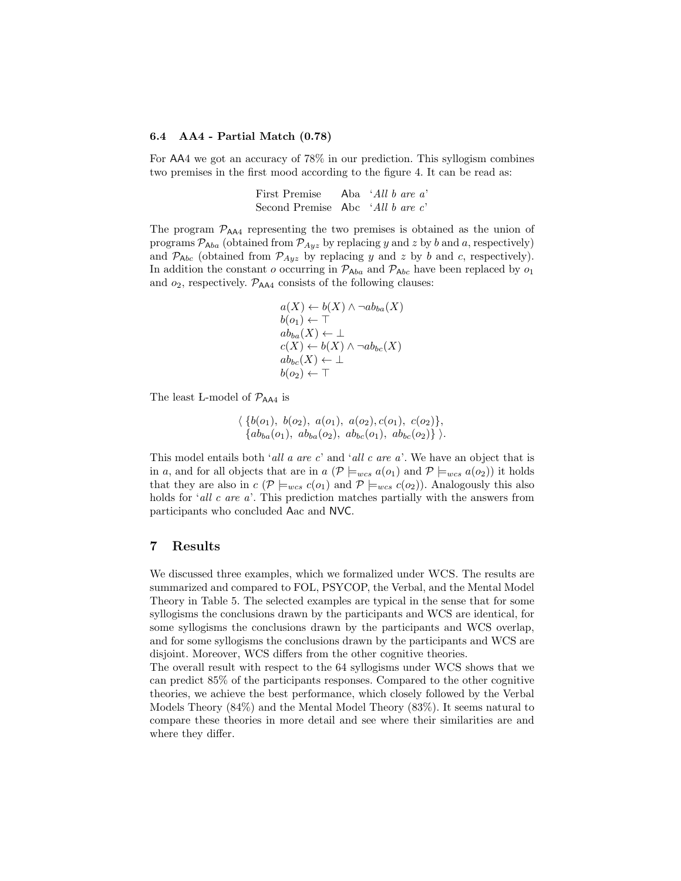### 6.4 AA4 - Partial Match (0.78)

For AA4 we got an accuracy of 78% in our prediction. This syllogism combines two premises in the first mood according to the figure 4. It can be read as:

| | | |
|---|---|---|
| First Premise | Aba | '*All b are a*' |
| Second Premise | Abc | '*All b are c*' |

The program $\mathcal{P}_{\mathsf{AA4}}$ representing the two premises is obtained as the union of programs $\mathcal{P}_{\mathsf{A}ba}$ (obtained from $\mathcal{P}_{Ayz}$ by replacing $y$ and $z$ by $b$ and $a$, respectively) and $\mathcal{P}_{\mathsf{A}bc}$ (obtained from $\mathcal{P}_{Ayz}$ by replacing $y$ and $z$ by $b$ and $c$, respectively). In addition the constant $o$ occurring in $\mathcal{P}_{\mathsf{A}ba}$ and $\mathcal{P}_{\mathsf{A}bc}$ have been replaced by $o_1$ and $o_2$, respectively. $\mathcal{P}_{\mathsf{AA4}}$ consists of the following clauses:

$$
\begin{array}{l}
a(X) \leftarrow b(X) \wedge \neg ab_{ba}(X) \\
b(o_1) \leftarrow \top \\
ab_{ba}(X) \leftarrow \bot \\
c(X) \leftarrow b(X) \wedge \neg ab_{bc}(X) \\
ab_{bc}(X) \leftarrow \bot \\
b(o_2) \leftarrow \top
\end{array}
$$

The least Ł-model of $\mathcal{P}_{\mathsf{AA4}}$ is

$$
\langle \ \{b(o_1),\ b(o_2),\ a(o_1),\ a(o_2), c(o_1),\ c(o_2)\}, \\
\{ab_{ba}(o_1),\ ab_{ba}(o_2),\ ab_{bc}(o_1),\ ab_{bc}(o_2)\} \ \rangle.
$$

This model entails both '*all a are c*' and '*all c are a*'. We have an object that is in $a$, and for all objects that are in $a$ ($\mathcal{P} \models_{wcs} a(o_1)$ and $\mathcal{P} \models_{wcs} a(o_2)$) it holds that they are also in $c$ ($\mathcal{P} \models_{wcs} c(o_1)$ and $\mathcal{P} \models_{wcs} c(o_2)$). Analogously this also holds for '*all c are a*'. This prediction matches partially with the answers from participants who concluded Aac and NVC.

## 7 Results

We discussed three examples, which we formalized under WCS. The results are summarized and compared to FOL, PSYCOP, the Verbal, and the Mental Model Theory in Table 5. The selected examples are typical in the sense that for some syllogisms the conclusions drawn by the participants and WCS are identical, for some syllogisms the conclusions drawn by the participants and WCS overlap, and for some syllogisms the conclusions drawn by the participants and WCS are disjoint. Moreover, WCS differs from the other cognitive theories.

The overall result with respect to the 64 syllogisms under WCS shows that we can predict 85% of the participants responses. Compared to the other cognitive theories, we achieve the best performance, which closely followed by the Verbal Models Theory (84%) and the Mental Model Theory (83%). It seems natural to compare these theories in more detail and see where their similarities are and where they differ.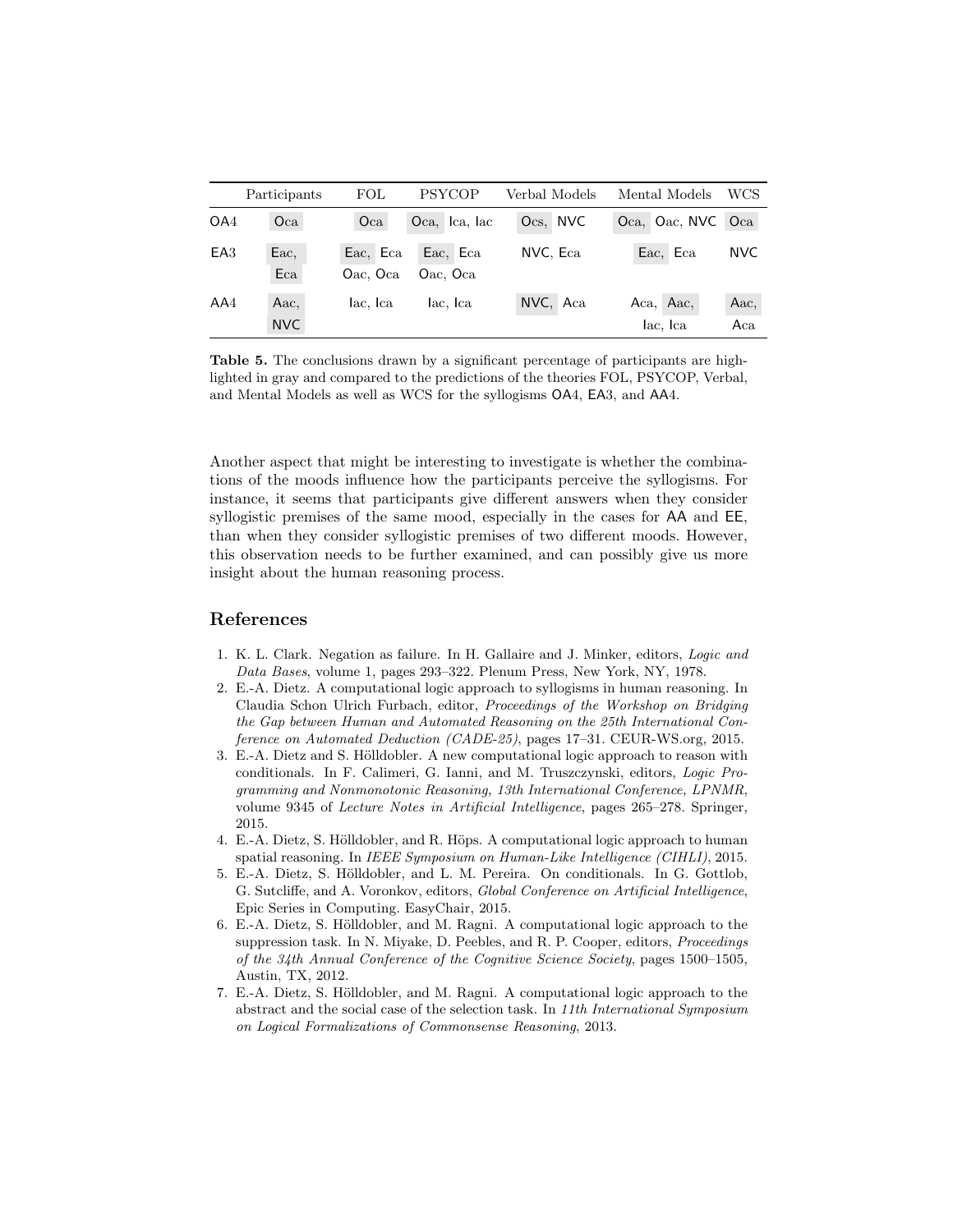|  | Participants | FOL | PSYCOP | Verbal Models | Mental Models | WCS |
|---|---|---|---|---|---|---|
| OA4 | Oca | Oca | Oca, Ica, Iac | Ocs, NVC | Oca, Oac, NVC | Oca |
| EA3 | Eac, Eca | Eac, Eca Oac, Oca | Eac, Eca Oac, Oca | NVC, Eca | Eac, Eca | NVC |
| AA4 | Aac, NVC | Iac, Ica | Iac, Ica | NVC, Aca | Aca, Aac, Iac, Ica | Aac, Aca |

**Table 5.** The conclusions drawn by a significant percentage of participants are highlighted in gray and compared to the predictions of the theories FOL, PSYCOP, Verbal, and Mental Models as well as WCS for the syllogisms OA4, EA3, and AA4.

Another aspect that might be interesting to investigate is whether the combinations of the moods influence how the participants perceive the syllogisms. For instance, it seems that participants give different answers when they consider syllogistic premises of the same mood, especially in the cases for AA and EE, than when they consider syllogistic premises of two different moods. However, this observation needs to be further examined, and can possibly give us more insight about the human reasoning process.

## References

1. K. L. Clark. Negation as failure. In H. Gallaire and J. Minker, editors, *Logic and Data Bases*, volume 1, pages 293–322. Plenum Press, New York, NY, 1978.
2. E.-A. Dietz. A computational logic approach to syllogisms in human reasoning. In Claudia Schon Ulrich Furbach, editor, *Proceedings of the Workshop on Bridging the Gap between Human and Automated Reasoning on the 25th International Conference on Automated Deduction (CADE-25)*, pages 17–31. CEUR-WS.org, 2015.
3. E.-A. Dietz and S. Hölldobler. A new computational logic approach to reason with conditionals. In F. Calimeri, G. Ianni, and M. Truszczynski, editors, *Logic Programming and Nonmonotonic Reasoning, 13th International Conference, LPNMR*, volume 9345 of *Lecture Notes in Artificial Intelligence*, pages 265–278. Springer, 2015.
4. E.-A. Dietz, S. Hölldobler, and R. Höps. A computational logic approach to human spatial reasoning. In *IEEE Symposium on Human-Like Intelligence (CIHLI)*, 2015.
5. E.-A. Dietz, S. Hölldobler, and L. M. Pereira. On conditionals. In G. Gottlob, G. Sutcliffe, and A. Voronkov, editors, *Global Conference on Artificial Intelligence*, Epic Series in Computing. EasyChair, 2015.
6. E.-A. Dietz, S. Hölldobler, and M. Ragni. A computational logic approach to the suppression task. In N. Miyake, D. Peebles, and R. P. Cooper, editors, *Proceedings of the 34th Annual Conference of the Cognitive Science Society*, pages 1500–1505, Austin, TX, 2012.
7. E.-A. Dietz, S. Hölldobler, and M. Ragni. A computational logic approach to the abstract and the social case of the selection task. In *11th International Symposium on Logical Formalizations of Commonsense Reasoning*, 2013.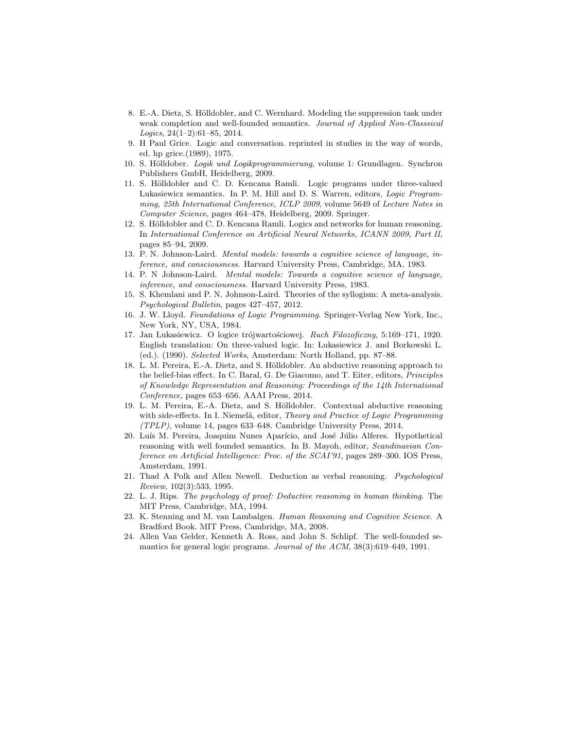8. E.-A. Dietz, S. Hölldobler, and C. Wernhard. Modeling the suppression task under weak completion and well-founded semantics. *Journal of Applied Non-Classsical Logics*, 24(1–2):61–85, 2014.
9. H Paul Grice. Logic and conversation. reprinted in studies in the way of words, ed. hp grice.(1989), 1975.
10. S. Hölldober. *Logik und Logikprogrammierung*, volume 1: Grundlagen. Synchron Publishers GmbH, Heidelberg, 2009.
11. S. Hölldobler and C. D. Kencana Ramli. Logic programs under three-valued Łukasiewicz semantics. In P. M. Hill and D. S. Warren, editors, *Logic Programming, 25th International Conference, ICLP 2009*, volume 5649 of *Lecture Notes in Computer Science*, pages 464–478, Heidelberg, 2009. Springer.
12. S. Hölldobler and C. D. Kencana Ramli. Logics and networks for human reasoning. In *International Conference on Artificial Neural Networks, ICANN 2009, Part II*, pages 85–94, 2009.
13. P. N. Johnson-Laird. *Mental models: towards a cognitive science of language, inference, and consciousness*. Harvard University Press, Cambridge, MA, 1983.
14. P. N Johnson-Laird. *Mental models: Towards a cognitive science of language, inference, and consciousness*. Harvard University Press, 1983.
15. S. Khemlani and P. N. Johnson-Laird. Theories of the syllogism: A meta-analysis. *Psychological Bulletin*, pages 427–457, 2012.
16. J. W. Lloyd. *Foundations of Logic Programming*. Springer-Verlag New York, Inc., New York, NY, USA, 1984.
17. Jan Łukasiewicz. O logice trójwartościowej. *Ruch Filozoficzny*, 5:169–171, 1920. English translation: On three-valued logic. In: Łukasiewicz J. and Borkowski L. (ed.). (1990). *Selected Works*, Amsterdam: North Holland, pp. 87–88.
18. L. M. Pereira, E.-A. Dietz, and S. Hölldobler. An abductive reasoning approach to the belief-bias effect. In C. Baral, G. De Giacomo, and T. Eiter, editors, *Principles of Knowledge Representation and Reasoning: Proceedings of the 14th International Conference*, pages 653–656. AAAI Press, 2014.
19. L. M. Pereira, E.-A. Dietz, and S. Hölldobler. Contextual abductive reasoning with side-effects. In I. Niemelä, editor, *Theory and Practice of Logic Programming (TPLP)*, volume 14, pages 633–648. Cambridge University Press, 2014.
20. Luís M. Pereira, Joaquim Nunes Aparício, and José Júlio Alferes. Hypothetical reasoning with well founded semantics. In B. Mayoh, editor, *Scandinavian Conference on Artificial Intelligence: Proc. of the SCAI'91*, pages 289–300. IOS Press, Amsterdam, 1991.
21. Thad A Polk and Allen Newell. Deduction as verbal reasoning. *Psychological Review*, 102(3):533, 1995.
22. L. J. Rips. *The psychology of proof: Deductive reasoning in human thinking*. The MIT Press, Cambridge, MA, 1994.
23. K. Stenning and M. van Lambalgen. *Human Reasoning and Cognitive Science*. A Bradford Book. MIT Press, Cambridge, MA, 2008.
24. Allen Van Gelder, Kenneth A. Ross, and John S. Schlipf. The well-founded semantics for general logic programs. *Journal of the ACM*, 38(3):619–649, 1991.